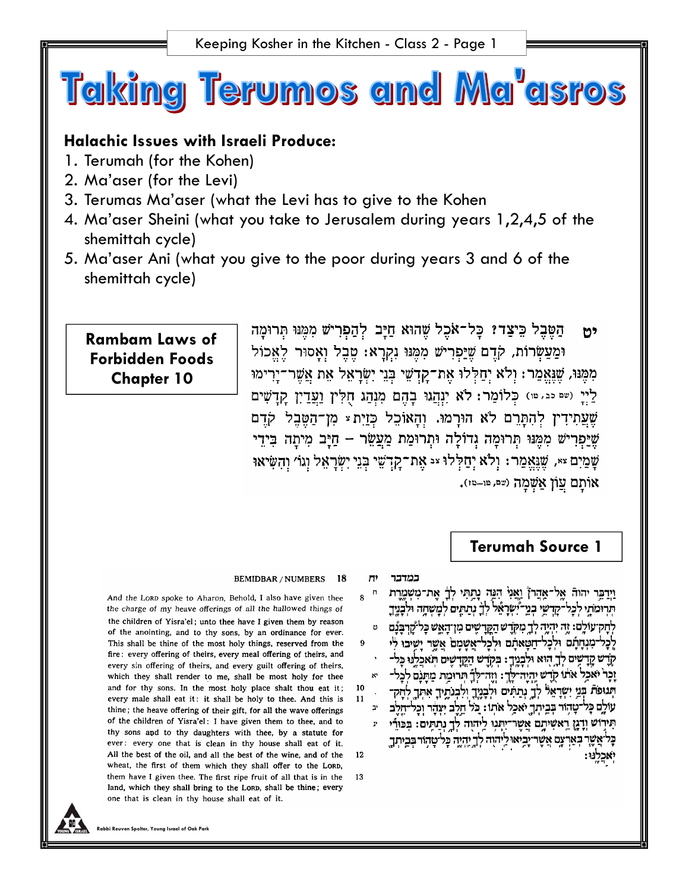# Taking Terumos and Ma'asros

**Halachic Issues with Israeli Produce:**

1. Terumah (for the Kohen)
2. Ma'aser (for the Levi)
3. Terumas Ma'aser (what the Levi has to give to the Kohen
4. Ma'aser Sheini (what you take to Jerusalem during years 1,2,4,5 of the shemittah cycle)
5. Ma'aser Ani (what you give to the poor during years 3 and 6 of the shemittah cycle)

**Rambam Laws of Forbidden Foods Chapter 10**

יט הַטֶּבֶל כֵּיצַד? כָּל־אֹכֶל שֶׁהוּא חַיָּב לְהַפְרִישׁ מִמֶּנּוּ תְּרוּמָה וּמַעַשְׂרוֹת, קֹדֶם שֶׁיַּפְרִישׁ מִמֶּנּוּ נִקְרָא: טֶבֶל וְאָסוּר לֶאֱכוֹל מִמֶּנּוּ, שֶׁנֶּאֱמַר: וְלֹא יְחַלְּלוּ אֶת־קָדְשֵׁי בְּנֵי יִשְׂרָאֵל אֵת אֲשֶׁר־יָרִימוּ לַיְיָ (שם כב, טו) כְּלוֹמַר: לֹא יִנְהֲגוּ בָּהֶם מִנְהַג חֻלִּין וַעֲדַיִן קָדָשִׁים שֶׁעֲתִידִין לְהִתָּרֵם לֹא הוּרָמוּ. וְהָאוֹכֵל כַּזַּיִת מִן־הַטֶּבֶל קֹדֶם שֶׁיַּפְרִישׁ מִמֶּנּוּ תְּרוּמָה גְדוֹלָה וּתְרוּמַת מַעֲשֵׂר – חַיָּב מִיתָה בִּידֵי שָׁמַיִם, שֶׁנֶּאֱמַר: וְלֹא יְחַלְּלוּ אֶת־קָדְשֵׁי בְּנֵי יִשְׂרָאֵל וְגוֹ׳ וְהִשִּׂיאוּ אוֹתָם עֲוֹן אַשְׁמָה (שם, טו–טז).

## Terumah Source 1

**BEMIDBAR / NUMBERS 18** — במדבר יח

ח וַיְדַבֵּר יהוה אֶל־אַהֲרֹן וַאֲנִי הִנֵּה נָתַתִּי לְךָ אֶת־מִשְׁמֶרֶת תְּרוּמֹתָי לְכָל־קָדְשֵׁי בְנֵי־יִשְׂרָאֵל לְךָ נְתַתִּים לְמָשְׁחָה וּלְבָנֶיךָ לְחָק־עוֹלָם׃ ט זֶה־יִהְיֶה לְךָ מִקֹּדֶשׁ הַקֳּדָשִׁים מִן־הָאֵשׁ כָּל־קָרְבָּנָם לְכָל־מִנְחָתָם וּלְכָל־חַטָּאתָם וּלְכָל־אֲשָׁמָם אֲשֶׁר יָשִׁיבוּ לִי קֹדֶשׁ קָדָשִׁים לְךָ הוּא וּלְבָנֶיךָ׃ י בְּקֹדֶשׁ הַקֳּדָשִׁים תֹּאכְלֶנּוּ כָּל־זָכָר יֹאכַל אֹתוֹ קֹדֶשׁ יִהְיֶה־לָּךְ׃ יא וְזֶה־לְּךָ תְּרוּמַת מַתָּנָם לְכָל־תְּנוּפֹת בְּנֵי יִשְׂרָאֵל לְךָ נְתַתִּים וּלְבָנֶיךָ וְלִבְנֹתֶיךָ אִתְּךָ לְחָק־עוֹלָם כָּל־טָהוֹר בְּבֵיתְךָ יֹאכַל אֹתוֹ׃ יב כֹּל חֵלֶב יִצְהָר וְכָל־חֵלֶב תִּירוֹשׁ וְדָגָן רֵאשִׁיתָם אֲשֶׁר־יִתְּנוּ לַיהוה לְךָ נְתַתִּים׃ יג בִּכּוּרֵי כָּל־אֲשֶׁר בְּאַרְצָם אֲשֶׁר־יָבִיאוּ לַיהוה לְךָ יִהְיֶה כָּל־טָהוֹר בְּבֵיתְךָ יֹאכְלֶנּוּ׃

8 And the LORD spoke to Aharon, Behold, I also have given thee the charge of my heave offerings of all the hallowed things of the children of Yisra'el; unto thee have I given them by reason of the anointing, and to thy sons, by an ordinance for ever. 9 This shall be thine of the most holy things, reserved from the fire: every offering of theirs, every meal offering of theirs, and every sin offering of theirs, and every guilt offering of theirs, which they shall render to me, shall be most holy for thee and for thy sons. 10 In the most holy place shalt thou eat it; every male shall eat it: it shall be holy to thee. 11 And this is thine; the heave offering of their gift, for all the wave offerings of the children of Yisra'el: I have given them to thee, and to thy sons and to thy daughters with thee, by a statute for ever: every one that is clean in thy house shall eat of it. 12 All the best of the oil, and all the best of the wine, and of the wheat, the first of them which they shall offer to the LORD, them have I given thee. 13 The first ripe fruit of all that is in the land, which they shall bring to the LORD, shall be thine; every one that is clean in thy house shall eat of it.

Rabbi Reuven Spolter, Young Israel of Oak Park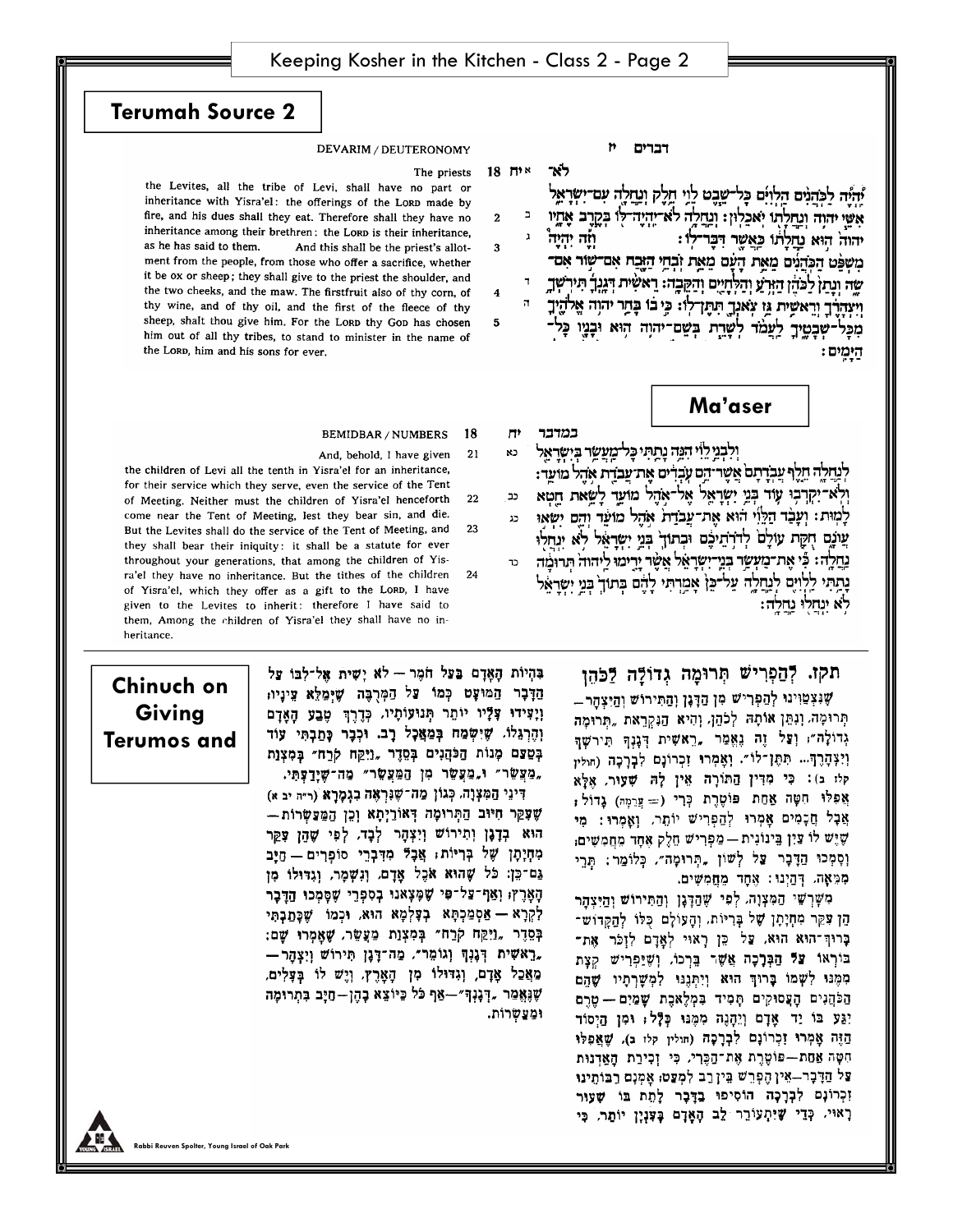## Terumah Source 2

DEVARIM / DEUTERONOMY

18 The priests the Levites, all the tribe of Levi, shall have no part or inheritance with Yisra'el: the offerings of the LORD made by fire, and his dues shall they eat. 2 Therefore shall they have no inheritance among their brethren: the LORD is their inheritance, as he has said to them. 3 And this shall be the priest's allotment from the people, from those who offer a sacrifice, whether it be ox or sheep; they shall give to the priest the shoulder, and the two cheeks, and the maw. 4 The firstfruit also of thy corn, of thy wine, and of thy oil, and the first of the fleece of thy sheep, shalt thou give him. 5 For the LORD thy GOD has chosen him out of all thy tribes, to stand to minister in the name of the LORD, him and his sons for ever.

דברים יח

א לֹא־יִהְיֶה לַכֹּהֲנִים הַלְוִיִּם כָּל־שֵׁבֶט לֵוִי חֵלֶק וְנַחֲלָה עִם־יִשְׂרָאֵל אִשֵּׁי יהוה וְנַחֲלָתוֹ יֹאכֵלוּן׃ ב וְנַחֲלָה לֹא־יִהְיֶה־לּוֹ בְּקֶרֶב אֶחָיו יהוה הוּא נַחֲלָתוֹ כַּאֲשֶׁר דִּבֶּר־לוֹ׃ ג וְזֶה יִהְיֶה מִשְׁפַּט הַכֹּהֲנִים מֵאֵת הָעָם מֵאֵת זֹבְחֵי הַזֶּבַח אִם־שׁוֹר אִם־שֶׂה וְנָתַן לַכֹּהֵן הַזְּרֹעַ וְהַלְּחָיַיִם וְהַקֵּבָה׃ ד רֵאשִׁית דְּגָנְךָ תִּירֹשְׁךָ וְיִצְהָרֶךָ וְרֵאשִׁית גֵּז צֹאנְךָ תִּתֶּן־לוֹ׃ ה כִּי בוֹ בָּחַר יהוה אֱלֹהֶיךָ מִכָּל־שְׁבָטֶיךָ לַעֲמֹד לְשָׁרֵת בְּשֵׁם־יהוה הוּא וּבָנָיו כָּל־הַיָּמִים׃

## Ma'aser

BEMIDBAR / NUMBERS 18

21 And, behold, I have given the children of Levi all the tenth in Yisra'el for an inheritance, for their service which they serve, even the service of the Tent of Meeting. 22 Neither must the children of Yisra'el henceforth come near the Tent of Meeting, lest they bear sin, and die. 23 But the Levites shall do the service of the Tent of Meeting, and they shall bear their iniquity: it shall be a statute for ever throughout your generations, that among the children of Yisra'el they have no inheritance. 24 But the tithes of the children of Yisra'el, which they offer as a gift to the LORD, I have given to the Levites to inherit: therefore I have said to them, Among the children of Yisra'el they shall have no inheritance.

במדבר יח

כא וְלִבְנֵי לֵוִי הִנֵּה נָתַתִּי כָּל־מַעֲשֵׂר בְּיִשְׂרָאֵל לְנַחֲלָה חֵלֶף עֲבֹדָתָם אֲשֶׁר־הֵם עֹבְדִים אֶת־עֲבֹדַת אֹהֶל מוֹעֵד׃ כב וְלֹא־יִקְרְבוּ עוֹד בְּנֵי יִשְׂרָאֵל אֶל־אֹהֶל מוֹעֵד לָשֵׂאת חֵטְא לָמוּת׃ כג וְעָבַד הַלֵּוִי הוּא אֶת־עֲבֹדַת אֹהֶל מוֹעֵד וְהֵם יִשְׂאוּ עֲוֺנָם חֻקַּת עוֹלָם לְדֹרֹתֵיכֶם וּבְתוֹךְ בְּנֵי יִשְׂרָאֵל לֹא יִנְחֲלוּ נַחֲלָה׃ כד כִּי אֶת־מַעְשַׂר בְּנֵי־יִשְׂרָאֵל אֲשֶׁר יָרִימוּ לַיהוה תְּרוּמָה נָתַתִּי לַלְוִיִּם לְנַחֲלָה עַל־כֵּן אָמַרְתִּי לָהֶם בְּתוֹךְ בְּנֵי יִשְׂרָאֵל לֹא יִנְחֲלוּ נַחֲלָה׃

## Chinuch on Giving Terumos and

### תקז. לְהַפְרִישׁ תְּרוּמָה גְדוֹלָה לַכֹּהֵן

שֶׁנִּצְטַוִּינוּ לְהַפְרִישׁ מִן הַדָּגָן וְהַתִּירוֹשׁ וְהַיִּצְהָר — תְּרוּמָה, וְנִתֵּן אוֹתָהּ לְכֹהֵן, וְהִיא הַנִּקְרֵאת ״תְּרוּמָה גְדוֹלָה״; וְעַל זֶה נֶאֱמַר ״רֵאשִׁית דְּגָנְךָ תִּירֹשְׁךָ וְיִצְהָרֶךָ... תִּתֶּן־לוֹ״. וְאָמְרוּ זִכְרוֹנָם לִבְרָכָה (חולין קלז ב): כִּי מִדִּין הַתּוֹרָה אֵין לָהּ שִׁעוּר, אֶלָּא אֲפִלּוּ חִטָּה אַחַת פּוֹטֶרֶת כְּרִי (= עֲרֵמָה) גָּדוֹל; אֲבָל חֲכָמִים אָמְרוּ לְהַפְרִישׁ יוֹתֵר, וְאָמְרוּ: מִי שֶׁיֵּשׁ לוֹ עַיִן בֵּינוֹנִית — מַפְרִישׁ חֵלֶק אֶחָד מֵחֲמִשִּׁים; וְסָמְכוּ הַדָּבָר עַל לְשׁוֹן ״תְּרוּמָה״, כְּלוֹמַר: תְּרֵי מִמְּאָה, דְּהַיְנוּ: אֶחָד מֵחֲמִשִּׁים.

מִשָּׁרְשֵׁי הַמִּצְוָה, לְפִי שֶׁהַדָּגָן וְהַתִּירוֹשׁ וְהַיִּצְהָר הֵן עִקַּר מִחְיָתָן שֶׁל בְּרִיּוֹת, וְהָעוֹלָם כֻּלּוֹ לְהַקָּדוֹשׁ־בָּרוּךְ־הוּא הוּא, עַל כֵּן רָאוּי לְאָדָם לִזְכֹּר אֶת־בּוֹרְאוֹ עַל הַבְּרָכָה אֲשֶׁר בֵּרְכוֹ, וְשֶׁיַּפְרִישׁ קְצָת מִמֶּנּוּ לִשְׁמוֹ בָּרוּךְ הוּא וְיִתְּנֵנוּ לִמְשָׁרְתָיו שֶׁהֵם הַכֹּהֲנִים הָעֲסוּקִים תָּמִיד בִּמְלֶאכֶת שָׁמַיִם — טֶרֶם יִגַּע בּוֹ יַד אָדָם וְיֵהָנֶה מִמֶּנּוּ כְּלָל; וּמִן הַיְסוֹד הַזֶּה אָמְרוּ זִכְרוֹנָם לִבְרָכָה (חולין קלז ב), שֶׁאֲפִלּוּ חִטָּה אַחַת—פּוֹטֶרֶת אֶת־הַכְּרִי, כִּי זְכִירַת הָאֲדוֹנוּת עַל הַדָּבָר—אֵין הֶפְרֵשׁ בֵּין רַב לִמְעַט; אָמְנָם רַבּוֹתֵינוּ זִכְרוֹנָם לִבְרָכָה הוֹסִיפוּ בַּדָּבָר לָתֵת בּוֹ שִׁעוּר רָאוּי, כְּדֵי שֶׁיִּתְעוֹרֵר לֵב הָאָדָם בְּעִנְיָן יוֹתֵר, כִּי בִּהְיוֹת הָאָדָם בַּעַל חֹמֶר — לֹא יָשִׁית אֶל־לִבּוֹ עַל הַדָּבָר הַמּוּעָט כְּמוֹ עַל הַמַּרְבֶּה שֶׁיְּמַלֵּא עֵינָיו, וְעֵינָיו עָלָיו יוֹתֵר תְּנוּעוֹתָיו, כְּדֶרֶךְ טֶבַע הָאָדָם וְהֶרְגֵּלוֹ, שֶׁיִּשְׂמַח בְּמַאֲכָל רָב. וּכְבָר כָּתַבְתִּי עוֹד בְּטַעַם מַתְּנוֹת הַכֹּהֲנִים בְּסֵדֶר ״וַיִּקַּח קֹרַח״ בְּמִצְוַת ״מַעֲשֵׂר״ וּ״מַעֲשֵׂר מִן הַמַּעֲשֵׂר״ מַה־שֶּׁיָּדַעְתִּי.

דִּינֵי הַמִּצְוָה, כְּגוֹן מַה־שֶּׁנִּרְאֶה בַּגְּמָרָא (ר״ה יב א) שֶׁעִקַּר חִיּוּב הַתְּרוּמָה דְּאוֹרַיְתָא וְכֵן הַמַּעַשְׂרוֹת — הוּא בְּדָגָן וְתִירוֹשׁ וְיִצְהָר לְבַד, לְפִי שֶׁהֵן עִקַּר מִחְיָתָן שֶׁל בְּרִיּוֹת; אֲבָל מִדִּבְרֵי סוֹפְרִים — חַיָּב גַּם־כֵּן: כָּל שֶׁהוּא אֹכֶל אָדָם, וְנִשְׁמָר, וְגִדּוּלוֹ מִן הָאָרֶץ; וְאַף־עַל־פִּי שֶׁמָּצָאנוּ בְּסִפְרֵי שֶׁסָּמְכוּ הַדָּבָר לִקְרָא — אַסְמַכְתָּא בְּעָלְמָא הוּא, וּכְמוֹ שֶׁכָּתַבְתִּי בְּסֵדֶר ״וַיִּקַּח קֹרַח״ בְּמִצְוַת מַעֲשֵׂר, שֶׁאָמְרוּ שָׁם: ״רֵאשִׁית דְּגָנְךָ תִּירֹשְׁךָ וְיִצְהָרֶךָ״ וְגוֹמֵר, מַה־דָּגָן תִּירוֹשׁ וְיִצְהָר — מַאֲכַל אָדָם, וְגִדּוּלוֹ מִן הָאָרֶץ, וְיֵשׁ לוֹ בְּעָלִים, שֶׁנֶּאֱמַר ״דְּגָנְךָ״—אַף כֹּל כַּיּוֹצֵא בָהֶן—חַיָּב בִּתְרוּמָה וּמַעַשְׂרוֹת.

Rabbi Reuven Spolter, Young Israel of Oak Park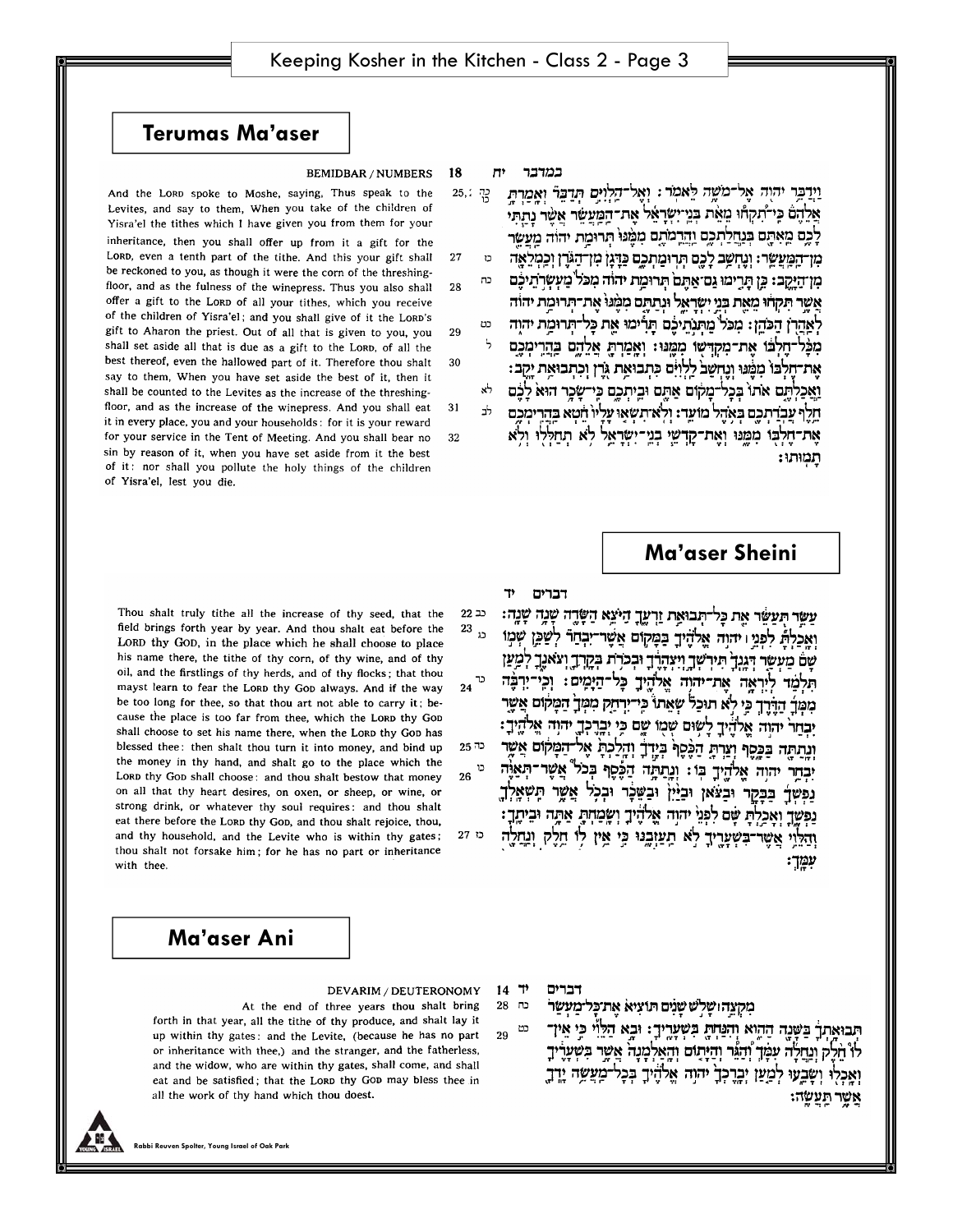## Terumas Ma'aser

BEMIDBAR / NUMBERS 18

And the LORD spoke to Moshe, saying, Thus speak to the Levites, and say to them, When you take of the children of Yisra'el the tithes which I have given you from them for your inheritance, then you shall offer up from it a gift for the LORD, even a tenth part of the tithe. And this your gift shall be reckoned to you, as though it were the corn of the threshing-floor, and as the fulness of the winepress. Thus you also shall offer a gift to the LORD of all your tithes, which you receive of the children of Yisra'el; and you shall give of it the LORD's gift to Aharon the priest. Out of all that is given to you, you shall set aside all that is due as a gift to the LORD, of all the best thereof, even the hallowed part of it. Therefore thou shalt say to them, When you have set aside the best of it, then it shall be counted to the Levites as the increase of the threshing-floor, and as the increase of the winepress. And you shall eat it in every place, you and your households: for it is your reward for your service in the Tent of Meeting. And you shall bear no sin by reason of it, when you have set aside from it the best of it: nor shall you pollute the holy things of the children of Yisra'el, lest you die.

במדבר יח

וַיְדַבֵּר יהוה אֶל־מֹשֶׁה לֵּאמֹר׃ וְאֶל־הַלְוִיִּם תְּדַבֵּר וְאָמַרְתָּ אֲלֵהֶם כִּי־תִקְחוּ מֵאֵת בְּנֵי־יִשְׂרָאֵל אֶת־הַמַּעֲשֵׂר אֲשֶׁר נָתַתִּי לָכֶם מֵאִתָּם בְּנַחֲלַתְכֶם וַהֲרֵמֹתֶם מִמֶּנּוּ תְּרוּמַת יהוה מַעֲשֵׂר מִן־הַמַּעֲשֵׂר׃ וְנֶחְשַׁב לָכֶם תְּרוּמַתְכֶם כַּדָּגָן מִן־הַגֹּרֶן וְכַמְלֵאָה מִן־הַיָּקֶב׃ כֵּן תָּרִימוּ גַם־אַתֶּם תְּרוּמַת יהוה מִכֹּל מַעְשְׂרֹתֵיכֶם אֲשֶׁר תִּקְחוּ מֵאֵת בְּנֵי יִשְׂרָאֵל וּנְתַתֶּם מִמֶּנּוּ אֶת־תְּרוּמַת יהוה לְאַהֲרֹן הַכֹּהֵן׃ מִכֹּל מַתְּנֹתֵיכֶם תָּרִימוּ אֵת כָּל־תְּרוּמַת יהוה מִכָּל־חֶלְבּוֹ אֶת־מִקְדְּשׁוֹ מִמֶּנּוּ׃ וְאָמַרְתָּ אֲלֵהֶם בַּהֲרִימְכֶם אֶת־חֶלְבּוֹ מִמֶּנּוּ וְנֶחְשַׁב לַלְוִיִּם כִּתְבוּאַת גֹּרֶן וְכִתְבוּאַת יָקֶב׃ וַאֲכַלְתֶּם אֹתוֹ בְּכָל־מָקוֹם אַתֶּם וּבֵיתְכֶם כִּי־שָׂכָר הוּא לָכֶם חֵלֶף עֲבֹדַתְכֶם בְּאֹהֶל מוֹעֵד׃ וְלֹא־תִשְׂאוּ עָלָיו חֵטְא בַּהֲרִימְכֶם אֶת־חֶלְבּוֹ מִמֶּנּוּ וְאֶת־קָדְשֵׁי בְנֵי־יִשְׂרָאֵל לֹא תְחַלְּלוּ וְלֹא תָמוּתוּ׃

## Ma'aser Sheini

Thou shalt truly tithe all the increase of thy seed, that the field brings forth year by year. And thou shalt eat before the LORD thy GOD, in the place which he shall choose to place his name there, the tithe of thy corn, of thy wine, and of thy oil, and the firstlings of thy herds, and of thy flocks; that thou mayst learn to fear the LORD thy GOD always. And if the way be too long for thee, so that thou art not able to carry it; because the place is too far from thee, which the LORD thy GOD shall choose to set his name there, when the LORD thy GOD has blessed thee: then shalt thou turn it into money, and bind up the money in thy hand, and shalt go to the place which the LORD thy GOD shall choose: and thou shalt bestow that money on all that thy heart desires, on oxen, or sheep, or wine, or strong drink, or whatever thy soul requires: and thou shalt eat there before the LORD thy GOD, and thou shalt rejoice, thou, and thy household, and the Levite who is within thy gates; thou shalt not forsake him; for he has no part or inheritance with thee.

דברים יד

עַשֵּׂר תְּעַשֵּׂר אֵת כָּל־תְּבוּאַת זַרְעֶךָ הַיֹּצֵא הַשָּׂדֶה שָׁנָה שָׁנָה׃ וְאָכַלְתָּ לִפְנֵי יהוה אֱלֹהֶיךָ בַּמָּקוֹם אֲשֶׁר־יִבְחַר לְשַׁכֵּן שְׁמוֹ שָׁם מַעְשַׂר דְּגָנְךָ תִּירֹשְׁךָ וְיִצְהָרֶךָ וּבְכֹרֹת בְּקָרְךָ וְצֹאנֶךָ לְמַעַן תִּלְמַד לְיִרְאָה אֶת־יהוה אֱלֹהֶיךָ כָּל־הַיָּמִים׃ וְכִי־יִרְבֶּה מִמְּךָ הַדֶּרֶךְ כִּי לֹא תוּכַל שְׂאֵתוֹ כִּי־יִרְחַק מִמְּךָ הַמָּקוֹם אֲשֶׁר יִבְחַר יהוה אֱלֹהֶיךָ לָשׂוּם שְׁמוֹ שָׁם כִּי יְבָרֶכְךָ יהוה אֱלֹהֶיךָ׃ וְנָתַתָּה בַּכָּסֶף וְצַרְתָּ הַכֶּסֶף בְּיָדְךָ וְהָלַכְתָּ אֶל־הַמָּקוֹם אֲשֶׁר יִבְחַר יהוה אֱלֹהֶיךָ בּוֹ׃ וְנָתַתָּה הַכֶּסֶף בְּכֹל אֲשֶׁר־תְּאַוֶּה נַפְשְׁךָ בַּבָּקָר וּבַצֹּאן וּבַיַּיִן וּבַשֵּׁכָר וּבְכֹל אֲשֶׁר תִּשְׁאָלְךָ נַפְשֶׁךָ וְאָכַלְתָּ שָּׁם לִפְנֵי יהוה אֱלֹהֶיךָ וְשָׂמַחְתָּ אַתָּה וּבֵיתֶךָ׃ וְהַלֵּוִי אֲשֶׁר־בִּשְׁעָרֶיךָ לֹא תַעַזְבֶנּוּ כִּי אֵין לוֹ חֵלֶק וְנַחֲלָה עִמָּךְ׃

## Ma'aser Ani

DEVARIM / DEUTERONOMY 14

At the end of three years thou shalt bring forth in that year, all the tithe of thy produce, and shalt lay it up within thy gates: and the Levite, (because he has no part or inheritance with thee,) and the stranger, and the fatherless, and the widow, who are within thy gates, shall come, and shall eat and be satisfied; that the LORD thy GOD may bless thee in all the work of thy hand which thou doest.

דברים יד

מִקְצֵה ׀ שָׁלֹשׁ שָׁנִים תּוֹצִיא אֶת־כָּל־מַעְשַׂר תְּבוּאָתְךָ בַּשָּׁנָה הַהִוא וְהִנַּחְתָּ בִּשְׁעָרֶיךָ׃ וּבָא הַלֵּוִי כִּי אֵין־לוֹ חֵלֶק וְנַחֲלָה עִמָּךְ וְהַגֵּר וְהַיָּתוֹם וְהָאַלְמָנָה אֲשֶׁר בִּשְׁעָרֶיךָ וְאָכְלוּ וְשָׂבֵעוּ לְמַעַן יְבָרֶכְךָ יהוה אֱלֹהֶיךָ בְּכָל־מַעֲשֵׂה יָדְךָ אֲשֶׁר תַּעֲשֶׂה׃

Rabbi Reuven Spolter, Young Israel of Oak Park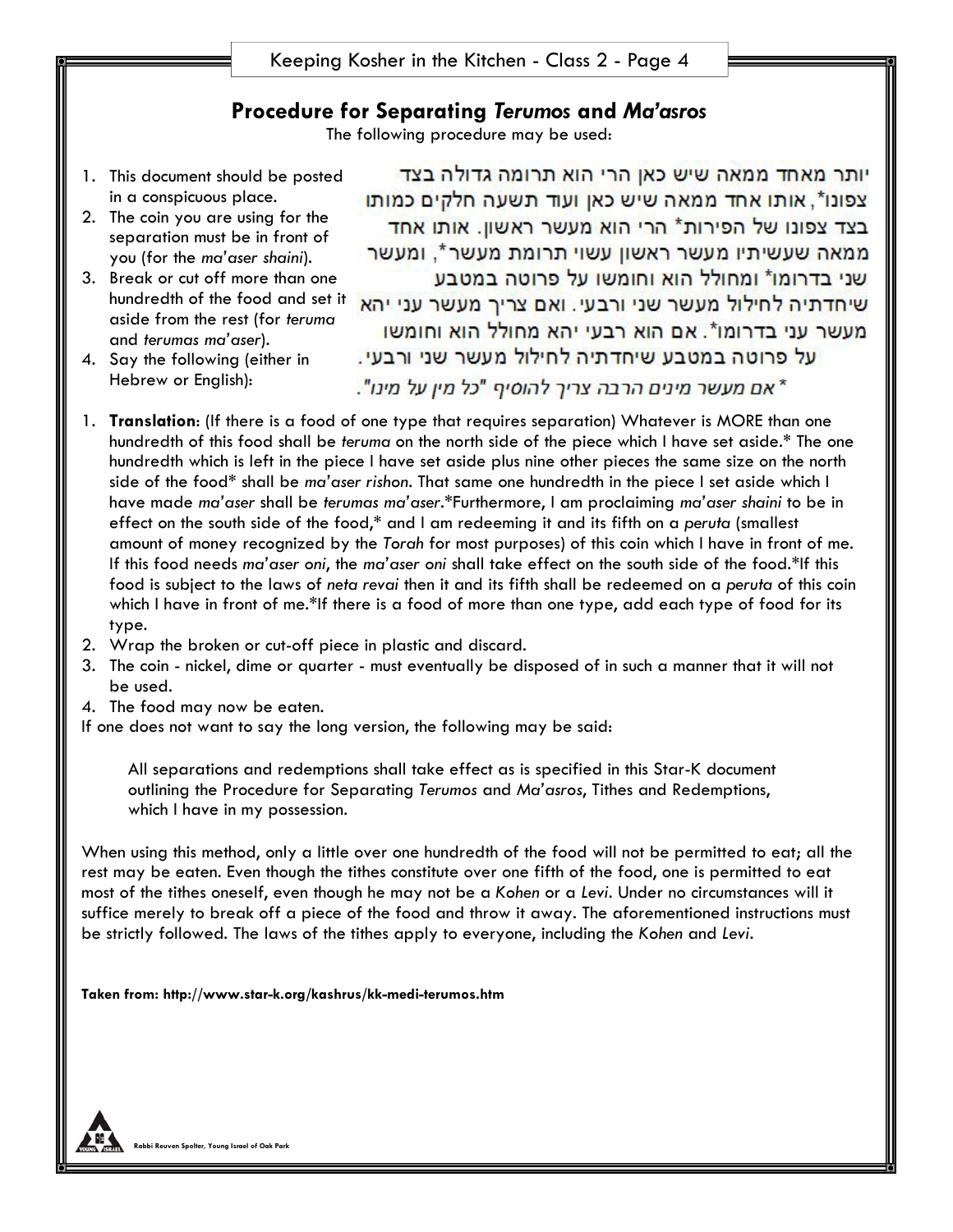## Procedure for Separating *Terumos* and *Ma'asros*

The following procedure may be used:

1. This document should be posted in a conspicuous place.
2. The coin you are using for the separation must be in front of you (for the *ma'aser shaini*).
3. Break or cut off more than one hundredth of the food and set it aside from the rest (for *teruma* and *terumas ma'aser*).
4. Say the following (either in Hebrew or English):

יותר מאחד ממאה שיש כאן הרי הוא תרומה גדולה בצד צפונו*, אותו אחד ממאה שיש כאן ועוד תשעה חלקים כמותו בצד צפונו של הפירות* הרי הוא מעשר ראשון. אותו אחד ממאה שעשיתיו מעשר ראשון עשוי תרומת מעשר*, ומעשר שני בדרומו* ומחולל הוא וחומשו על פרוטה במטבע שיחדתיה לחילול מעשר שני ורבעי. ואם צריך מעשר עני יהא מעשר עני בדרומו*. אם הוא רבעי יהא מחולל הוא וחומשו על פרוטה במטבע שיחדתיה לחילול מעשר שני ורבעי.

*אם מעשר מינים הרבה צריך להוסיף "כל מין על מינו".

1. **Translation**: (If there is a food of one type that requires separation) Whatever is MORE than one hundredth of this food shall be *teruma* on the north side of the piece which I have set aside.* The one hundredth which is left in the piece I have set aside plus nine other pieces the same size on the north side of the food* shall be *ma'aser rishon*. That same one hundredth in the piece I set aside which I have made *ma'aser* shall be *terumas ma'aser*.*Furthermore, I am proclaiming *ma'aser shaini* to be in effect on the south side of the food,* and I am redeeming it and its fifth on a *peruta* (smallest amount of money recognized by the *Torah* for most purposes) of this coin which I have in front of me. If this food needs *ma'aser oni*, the *ma'aser oni* shall take effect on the south side of the food.*If this food is subject to the laws of *neta revai* then it and its fifth shall be redeemed on a *peruta* of this coin which I have in front of me.*If there is a food of more than one type, add each type of food for its type.
2. Wrap the broken or cut-off piece in plastic and discard.
3. The coin - nickel, dime or quarter - must eventually be disposed of in such a manner that it will not be used.
4. The food may now be eaten.

If one does not want to say the long version, the following may be said:

> All separations and redemptions shall take effect as is specified in this Star-K document outlining the Procedure for Separating *Terumos* and *Ma'asros*, Tithes and Redemptions, which I have in my possession.

When using this method, only a little over one hundredth of the food will not be permitted to eat; all the rest may be eaten. Even though the tithes constitute over one fifth of the food, one is permitted to eat most of the tithes oneself, even though he may not be a *Kohen* or a *Levi*. Under no circumstances will it suffice merely to break off a piece of the food and throw it away. The aforementioned instructions must be strictly followed. The laws of the tithes apply to everyone, including the *Kohen* and *Levi*.

**Taken from: http://www.star-k.org/kashrus/kk-medi-terumos.htm**